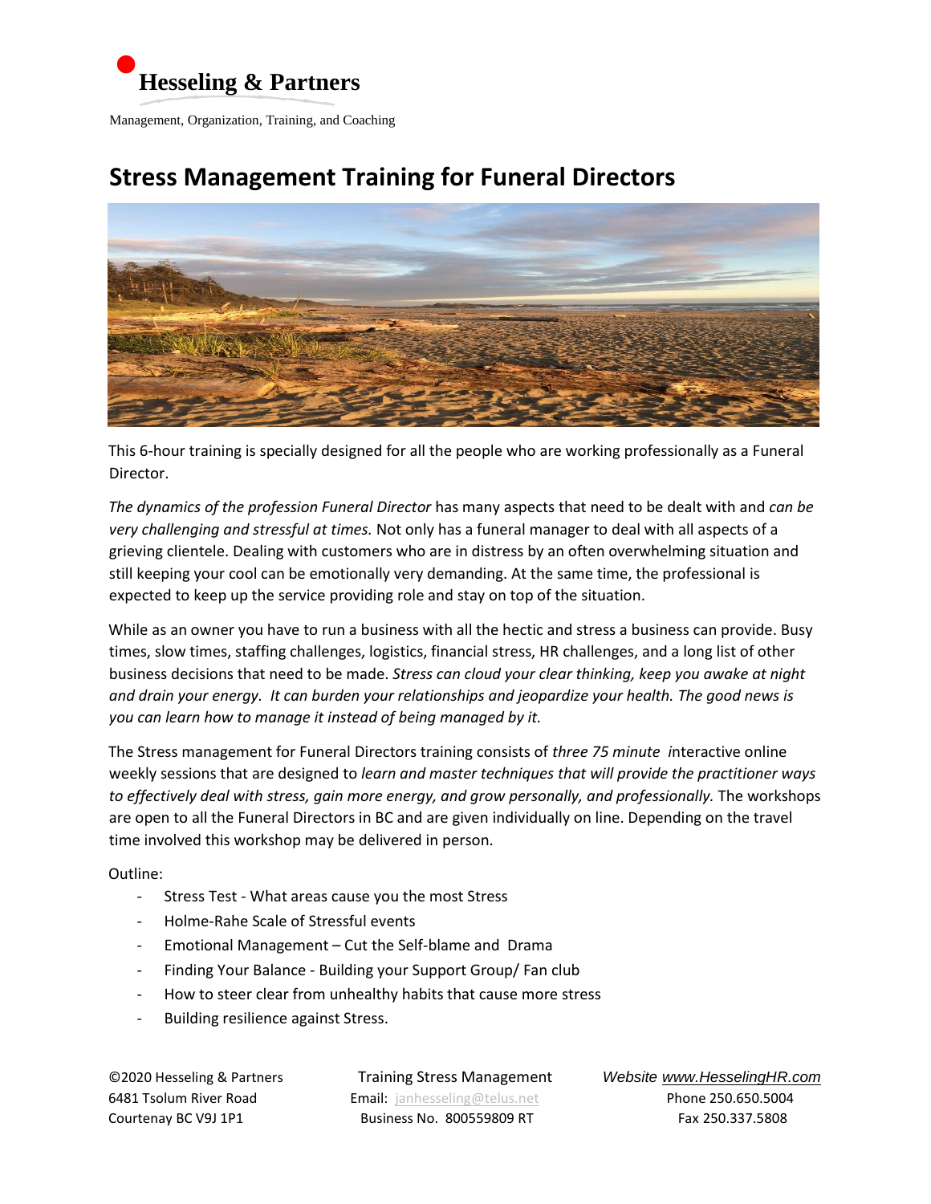**Hesseling & Partners**

Management, Organization, Training, and Coaching

# Stress Management Training for Funeral Directors

This 6-hour training is specially designed for all the people who are working professionally as a Funeral Director.

*The dynamics of the profession Funeral Director* has many aspects that need to be dealt with and *can be very challenging and stressful at times.* Not only has a funeral manager to deal with all aspects of a grieving clientele. Dealing with customers who are in distress by an often overwhelming situation and still keeping your cool can be emotionally very demanding. At the same time, the professional is expected to keep up the service providing role and stay on top of the situation.

While as an owner you have to run a business with all the hectic and stress a business can provide. Busy times, slow times, staffing challenges, logistics, financial stress, HR challenges, and a long list of other business decisions that need to be made. *Stress can cloud your clear thinking, keep you awake at night and drain your energy. It can burden your relationships and jeopardize your health. The good news is you can learn how to manage it instead of being managed by it.*

The Stress management for Funeral Directors training consists of *three 75 minute i*nteractive online weekly sessions that are designed to *learn and master techniques that will provide the practitioner ways to effectively deal with stress, gain more energy, and grow personally, and professionally.* The workshops are open to all the Funeral Directors in BC and are given individually on line. Depending on the travel time involved this workshop may be delivered in person.

Outline:

- Stress Test - What areas cause you the most Stress
- Holme-Rahe Scale of Stressful events
- Emotional Management – Cut the Self-blame and Drama
- Finding Your Balance - Building your Support Group/ Fan club
- How to steer clear from unhealthy habits that cause more stress
- Building resilience against Stress.

©2020 Hesseling & Partners
6481 Tsolum River Road
Courtenay BC V9J 1P1

Training Stress Management
Email: janhesseling@telus.net
Business No. 800559809 RT

Website www.HesselingHR.com
Phone 250.650.5004
Fax 250.337.5808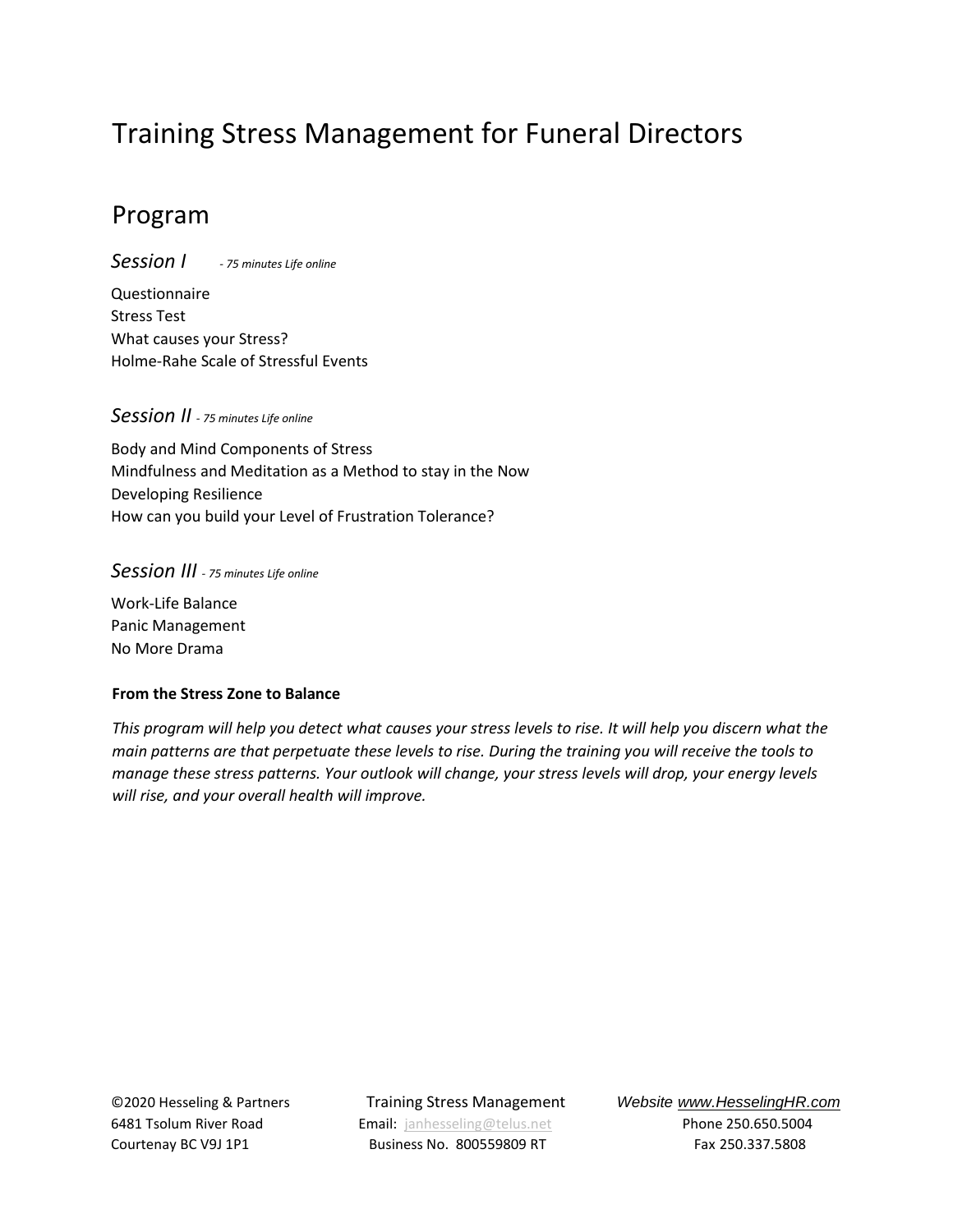# Training Stress Management for Funeral Directors

## Program

### *Session I* *- 75 minutes Life online*

Questionnaire
Stress Test
What causes your Stress?
Holme-Rahe Scale of Stressful Events

### *Session II* *- 75 minutes Life online*

Body and Mind Components of Stress
Mindfulness and Meditation as a Method to stay in the Now
Developing Resilience
How can you build your Level of Frustration Tolerance?

### *Session III* *- 75 minutes Life online*

Work-Life Balance
Panic Management
No More Drama

**From the Stress Zone to Balance**

*This program will help you detect what causes your stress levels to rise. It will help you discern what the main patterns are that perpetuate these levels to rise. During the training you will receive the tools to manage these stress patterns. Your outlook will change, your stress levels will drop, your energy levels will rise, and your overall health will improve.*